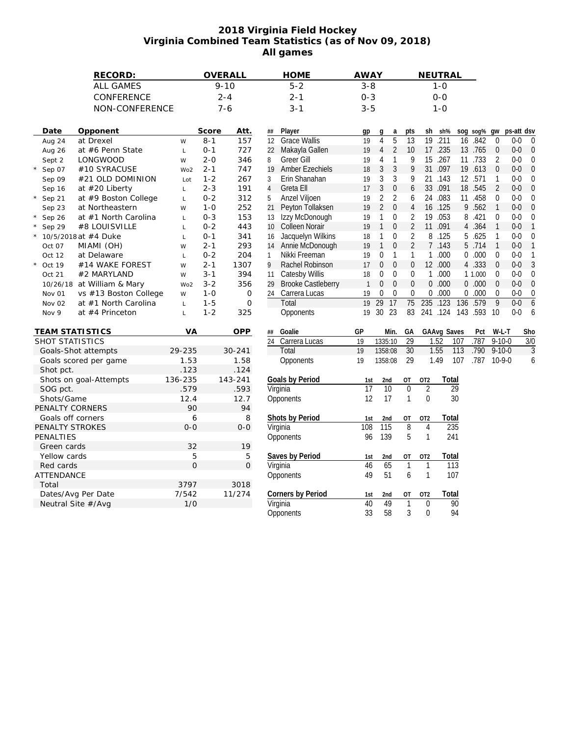# 2018 Virginia Field Hockey
## Virginia Combined Team Statistics (as of Nov 09, 2018)
## All games

| RECORD: | OVERALL | HOME | AWAY | NEUTRAL |
|---|---|---|---|---|
| ALL GAMES | 9-10 | 5-2 | 3-8 | 1-0 |
| CONFERENCE | 2-4 | 2-1 | 0-3 | 0-0 |
| NON-CONFERENCE | 7-6 | 3-1 | 3-5 | 1-0 |

| | Date | Opponent | | Score | Att. |
|---|---|---|---|---|---|
| | Aug 24 | at Drexel | W | 8-1 | 157 |
| | Aug 26 | at #6 Penn State | L | 0-1 | 727 |
| | Sept 2 | LONGWOOD | W | 2-0 | 346 |
| * | Sep 07 | #10 SYRACUSE | Wo2 | 2-1 | 747 |
| | Sep 09 | #21 OLD DOMINION | Lot | 1-2 | 267 |
| | Sep 16 | at #20 Liberty | L | 2-3 | 191 |
| * | Sep 21 | at #9 Boston College | L | 0-2 | 312 |
| | Sep 23 | at Northeastern | W | 1-0 | 252 |
| * | Sep 26 | at #1 North Carolina | L | 0-3 | 153 |
| * | Sep 29 | #8 LOUISVILLE | L | 0-2 | 443 |
| * | 10/5/2018 | at #4 Duke | L | 0-1 | 341 |
| | Oct 07 | MIAMI (OH) | W | 2-1 | 293 |
| | Oct 12 | at Delaware | L | 0-2 | 204 |
| * | Oct 19 | #14 WAKE FOREST | W | 2-1 | 1307 |
| | Oct 21 | #2 MARYLAND | W | 3-1 | 394 |
| | 10/26/18 | at William & Mary | Wo2 | 3-2 | 356 |
| | Nov 01 | vs #13 Boston College | W | 1-0 | 0 |
| | Nov 02 | at #1 North Carolina | L | 1-5 | 0 |
| | Nov 9 | at #4 Princeton | L | 1-2 | 325 |

| ## | Player | gp | g | a | pts | sh | sh% | sog | sog% | gw | ps-att | dsv |
|---|---|---|---|---|---|---|---|---|---|---|---|---|
| 12 | Grace Wallis | 19 | 4 | 5 | 13 | 19 | .211 | 16 | .842 | 0 | 0-0 | 0 |
| 22 | Makayla Gallen | 19 | 4 | 2 | 10 | 17 | .235 | 13 | .765 | 0 | 0-0 | 0 |
| 8 | Greer Gill | 19 | 4 | 1 | 9 | 15 | .267 | 11 | .733 | 2 | 0-0 | 0 |
| 19 | Amber Ezechiels | 18 | 3 | 3 | 9 | 31 | .097 | 19 | .613 | 0 | 0-0 | 0 |
| 3 | Erin Shanahan | 19 | 3 | 3 | 9 | 21 | .143 | 12 | .571 | 1 | 0-0 | 0 |
| 4 | Greta Ell | 17 | 3 | 0 | 6 | 33 | .091 | 18 | .545 | 2 | 0-0 | 0 |
| 5 | Anzel Viljoen | 19 | 2 | 2 | 6 | 24 | .083 | 11 | .458 | 0 | 0-0 | 0 |
| 21 | Peyton Tollaksen | 19 | 2 | 0 | 4 | 16 | .125 | 9 | .562 | 1 | 0-0 | 0 |
| 13 | Izzy McDonough | 19 | 1 | 0 | 2 | 19 | .053 | 8 | .421 | 0 | 0-0 | 0 |
| 10 | Colleen Norair | 19 | 1 | 0 | 2 | 11 | .091 | 4 | .364 | 1 | 0-0 | 1 |
| 16 | Jacquelyn Wilkins | 18 | 1 | 0 | 2 | 8 | .125 | 5 | .625 | 1 | 0-0 | 0 |
| 14 | Annie McDonough | 19 | 1 | 0 | 2 | 7 | .143 | 5 | .714 | 1 | 0-0 | 1 |
| 1 | Nikki Freeman | 19 | 0 | 1 | 1 | 1 | .000 | 0 | .000 | 0 | 0-0 | 1 |
| 9 | Rachel Robinson | 17 | 0 | 0 | 0 | 12 | .000 | 4 | .333 | 0 | 0-0 | 3 |
| 11 | Catesby Willis | 18 | 0 | 0 | 0 | 1 | .000 | 1 | 1.000 | 0 | 0-0 | 0 |
| 29 | Brooke Castleberry | 1 | 0 | 0 | 0 | 0 | .000 | 0 | .000 | 0 | 0-0 | 0 |
| 24 | Carrera Lucas | 19 | 0 | 0 | 0 | 0 | .000 | 0 | .000 | 0 | 0-0 | 0 |
| | Total | 19 | 29 | 17 | 75 | 235 | .123 | 136 | .579 | 9 | 0-0 | 6 |
| | Opponents | 19 | 30 | 23 | 83 | 241 | .124 | 143 | .593 | 10 | 0-0 | 6 |

| TEAM STATISTICS | VA | OPP |
|---|---|---|
| SHOT STATISTICS | | |
| Goals-Shot attempts | 29-235 | 30-241 |
| Goals scored per game | 1.53 | 1.58 |
| Shot pct. | .123 | .124 |
| Shots on goal-Attempts | 136-235 | 143-241 |
| SOG pct. | .579 | .593 |
| Shots/Game | 12.4 | 12.7 |
| PENALTY CORNERS | 90 | 94 |
| Goals off corners | 6 | 8 |
| PENALTY STROKES | 0-0 | 0-0 |
| PENALTIES | | |
| Green cards | 32 | 19 |
| Yellow cards | 5 | 5 |
| Red cards | 0 | 0 |
| ATTENDANCE | | |
| Total | 3797 | 3018 |
| Dates/Avg Per Date | 7/542 | 11/274 |
| Neutral Site #/Avg | 1/0 | |

| ## | Goalie | GP | Min. | GA | GAAvg | Saves | Pct | W-L-T | Sho |
|---|---|---|---|---|---|---|---|---|---|
| 24 | Carrera Lucas | 19 | 1335:10 | 29 | 1.52 | 107 | .787 | 9-10-0 | 3/0 |
| | Total | 19 | 1358:08 | 30 | 1.55 | 113 | .790 | 9-10-0 | 3 |
| | Opponents | 19 | 1358:08 | 29 | 1.49 | 107 | .787 | 10-9-0 | 6 |

| Goals by Period | 1st | 2nd | OT | OT2 | Total |
|---|---|---|---|---|---|
| Virginia | 17 | 10 | 0 | 2 | 29 |
| Opponents | 12 | 17 | 1 | 0 | 30 |

| Shots by Period | 1st | 2nd | OT | OT2 | Total |
|---|---|---|---|---|---|
| Virginia | 108 | 115 | 8 | 4 | 235 |
| Opponents | 96 | 139 | 5 | 1 | 241 |

| Saves by Period | 1st | 2nd | OT | OT2 | Total |
|---|---|---|---|---|---|
| Virginia | 46 | 65 | 1 | 1 | 113 |
| Opponents | 49 | 51 | 6 | 1 | 107 |

| Corners by Period | 1st | 2nd | OT | OT2 | Total |
|---|---|---|---|---|---|
| Virginia | 40 | 49 | 1 | 0 | 90 |
| Opponents | 33 | 58 | 3 | 0 | 94 |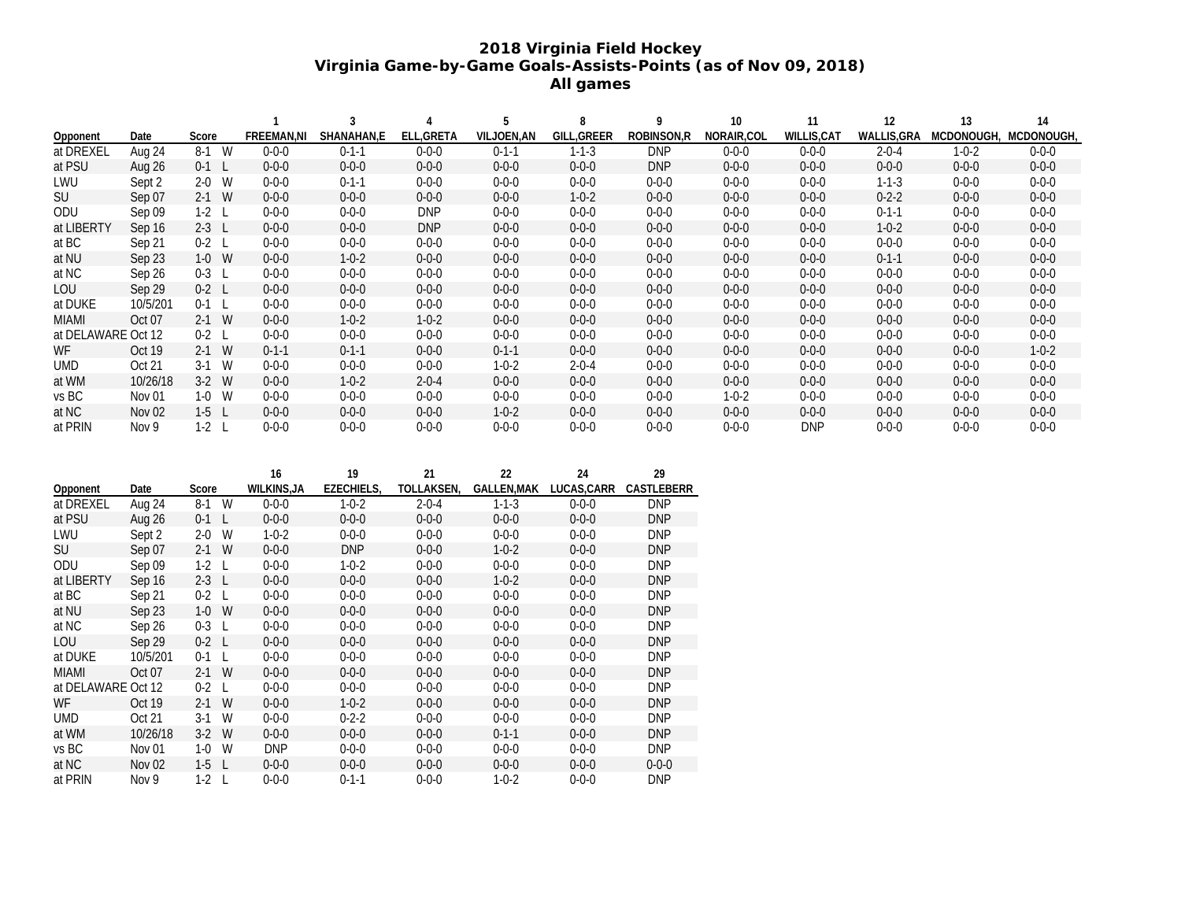**2018 Virginia Field Hockey**
**Virginia Game-by-Game Goals-Assists-Points (as of Nov 09, 2018)**
**All games**

| | | | 1 | 3 | 4 | 5 | 8 | 9 | 10 | 11 | 12 | 13 | 14 |
|---|---|---|---|---|---|---|---|---|---|---|---|---|---|
| Opponent | Date | Score | FREEMAN,NI | SHANAHAN,E | ELL,GRETA | VILJOEN,AN | GILL,GREER | ROBINSON,R | NORAIR,COL | WILLIS,CAT | WALLIS,GRA | MCDONOUGH, | MCDONOUGH, |
| at DREXEL | Aug 24 | 8-1 W | 0-0-0 | 0-1-1 | 0-0-0 | 0-1-1 | 1-1-3 | DNP | 0-0-0 | 0-0-0 | 2-0-4 | 1-0-2 | 0-0-0 |
| at PSU | Aug 26 | 0-1 L | 0-0-0 | 0-0-0 | 0-0-0 | 0-0-0 | 0-0-0 | DNP | 0-0-0 | 0-0-0 | 0-0-0 | 0-0-0 | 0-0-0 |
| LWU | Sept 2 | 2-0 W | 0-0-0 | 0-1-1 | 0-0-0 | 0-0-0 | 0-0-0 | 0-0-0 | 0-0-0 | 0-0-0 | 1-1-3 | 0-0-0 | 0-0-0 |
| SU | Sep 07 | 2-1 W | 0-0-0 | 0-0-0 | 0-0-0 | 0-0-0 | 1-0-2 | 0-0-0 | 0-0-0 | 0-0-0 | 0-2-2 | 0-0-0 | 0-0-0 |
| ODU | Sep 09 | 1-2 L | 0-0-0 | 0-0-0 | DNP | 0-0-0 | 0-0-0 | 0-0-0 | 0-0-0 | 0-0-0 | 0-1-1 | 0-0-0 | 0-0-0 |
| at LIBERTY | Sep 16 | 2-3 L | 0-0-0 | 0-0-0 | DNP | 0-0-0 | 0-0-0 | 0-0-0 | 0-0-0 | 0-0-0 | 1-0-2 | 0-0-0 | 0-0-0 |
| at BC | Sep 21 | 0-2 L | 0-0-0 | 0-0-0 | 0-0-0 | 0-0-0 | 0-0-0 | 0-0-0 | 0-0-0 | 0-0-0 | 0-0-0 | 0-0-0 | 0-0-0 |
| at NU | Sep 23 | 1-0 W | 0-0-0 | 1-0-2 | 0-0-0 | 0-0-0 | 0-0-0 | 0-0-0 | 0-0-0 | 0-0-0 | 0-1-1 | 0-0-0 | 0-0-0 |
| at NC | Sep 26 | 0-3 L | 0-0-0 | 0-0-0 | 0-0-0 | 0-0-0 | 0-0-0 | 0-0-0 | 0-0-0 | 0-0-0 | 0-0-0 | 0-0-0 | 0-0-0 |
| LOU | Sep 29 | 0-2 L | 0-0-0 | 0-0-0 | 0-0-0 | 0-0-0 | 0-0-0 | 0-0-0 | 0-0-0 | 0-0-0 | 0-0-0 | 0-0-0 | 0-0-0 |
| at DUKE | 10/5/201 | 0-1 L | 0-0-0 | 0-0-0 | 0-0-0 | 0-0-0 | 0-0-0 | 0-0-0 | 0-0-0 | 0-0-0 | 0-0-0 | 0-0-0 | 0-0-0 |
| MIAMI | Oct 07 | 2-1 W | 0-0-0 | 1-0-2 | 1-0-2 | 0-0-0 | 0-0-0 | 0-0-0 | 0-0-0 | 0-0-0 | 0-0-0 | 0-0-0 | 0-0-0 |
| at DELAWARE | Oct 12 | 0-2 L | 0-0-0 | 0-0-0 | 0-0-0 | 0-0-0 | 0-0-0 | 0-0-0 | 0-0-0 | 0-0-0 | 0-0-0 | 0-0-0 | 0-0-0 |
| WF | Oct 19 | 2-1 W | 0-1-1 | 0-1-1 | 0-0-0 | 0-1-1 | 0-0-0 | 0-0-0 | 0-0-0 | 0-0-0 | 0-0-0 | 0-0-0 | 1-0-2 |
| UMD | Oct 21 | 3-1 W | 0-0-0 | 0-0-0 | 0-0-0 | 1-0-2 | 2-0-4 | 0-0-0 | 0-0-0 | 0-0-0 | 0-0-0 | 0-0-0 | 0-0-0 |
| at WM | 10/26/18 | 3-2 W | 0-0-0 | 1-0-2 | 2-0-4 | 0-0-0 | 0-0-0 | 0-0-0 | 0-0-0 | 0-0-0 | 0-0-0 | 0-0-0 | 0-0-0 |
| vs BC | Nov 01 | 1-0 W | 0-0-0 | 0-0-0 | 0-0-0 | 0-0-0 | 0-0-0 | 0-0-0 | 1-0-2 | 0-0-0 | 0-0-0 | 0-0-0 | 0-0-0 |
| at NC | Nov 02 | 1-5 L | 0-0-0 | 0-0-0 | 0-0-0 | 1-0-2 | 0-0-0 | 0-0-0 | 0-0-0 | 0-0-0 | 0-0-0 | 0-0-0 | 0-0-0 |
| at PRIN | Nov 9 | 1-2 L | 0-0-0 | 0-0-0 | 0-0-0 | 0-0-0 | 0-0-0 | 0-0-0 | 0-0-0 | DNP | 0-0-0 | 0-0-0 | 0-0-0 |

| | | | 16 | 19 | 21 | 22 | 24 | 29 |
|---|---|---|---|---|---|---|---|---|
| Opponent | Date | Score | WILKINS,JA | EZECHIELS, | TOLLAKSEN, | GALLEN,MAK | LUCAS,CARR | CASTLEBERR |
| at DREXEL | Aug 24 | 8-1 W | 0-0-0 | 1-0-2 | 2-0-4 | 1-1-3 | 0-0-0 | DNP |
| at PSU | Aug 26 | 0-1 L | 0-0-0 | 0-0-0 | 0-0-0 | 0-0-0 | 0-0-0 | DNP |
| LWU | Sept 2 | 2-0 W | 1-0-2 | 0-0-0 | 0-0-0 | 0-0-0 | 0-0-0 | DNP |
| SU | Sep 07 | 2-1 W | 0-0-0 | DNP | 0-0-0 | 1-0-2 | 0-0-0 | DNP |
| ODU | Sep 09 | 1-2 L | 0-0-0 | 1-0-2 | 0-0-0 | 0-0-0 | 0-0-0 | DNP |
| at LIBERTY | Sep 16 | 2-3 L | 0-0-0 | 0-0-0 | 0-0-0 | 1-0-2 | 0-0-0 | DNP |
| at BC | Sep 21 | 0-2 L | 0-0-0 | 0-0-0 | 0-0-0 | 0-0-0 | 0-0-0 | DNP |
| at NU | Sep 23 | 1-0 W | 0-0-0 | 0-0-0 | 0-0-0 | 0-0-0 | 0-0-0 | DNP |
| at NC | Sep 26 | 0-3 L | 0-0-0 | 0-0-0 | 0-0-0 | 0-0-0 | 0-0-0 | DNP |
| LOU | Sep 29 | 0-2 L | 0-0-0 | 0-0-0 | 0-0-0 | 0-0-0 | 0-0-0 | DNP |
| at DUKE | 10/5/201 | 0-1 L | 0-0-0 | 0-0-0 | 0-0-0 | 0-0-0 | 0-0-0 | DNP |
| MIAMI | Oct 07 | 2-1 W | 0-0-0 | 0-0-0 | 0-0-0 | 0-0-0 | 0-0-0 | DNP |
| at DELAWARE | Oct 12 | 0-2 L | 0-0-0 | 0-0-0 | 0-0-0 | 0-0-0 | 0-0-0 | DNP |
| WF | Oct 19 | 2-1 W | 0-0-0 | 1-0-2 | 0-0-0 | 0-0-0 | 0-0-0 | DNP |
| UMD | Oct 21 | 3-1 W | 0-0-0 | 0-2-2 | 0-0-0 | 0-0-0 | 0-0-0 | DNP |
| at WM | 10/26/18 | 3-2 W | 0-0-0 | 0-0-0 | 0-0-0 | 0-1-1 | 0-0-0 | DNP |
| vs BC | Nov 01 | 1-0 W | DNP | 0-0-0 | 0-0-0 | 0-0-0 | 0-0-0 | DNP |
| at NC | Nov 02 | 1-5 L | 0-0-0 | 0-0-0 | 0-0-0 | 0-0-0 | 0-0-0 | 0-0-0 |
| at PRIN | Nov 9 | 1-2 L | 0-0-0 | 0-1-1 | 0-0-0 | 1-0-2 | 0-0-0 | DNP |